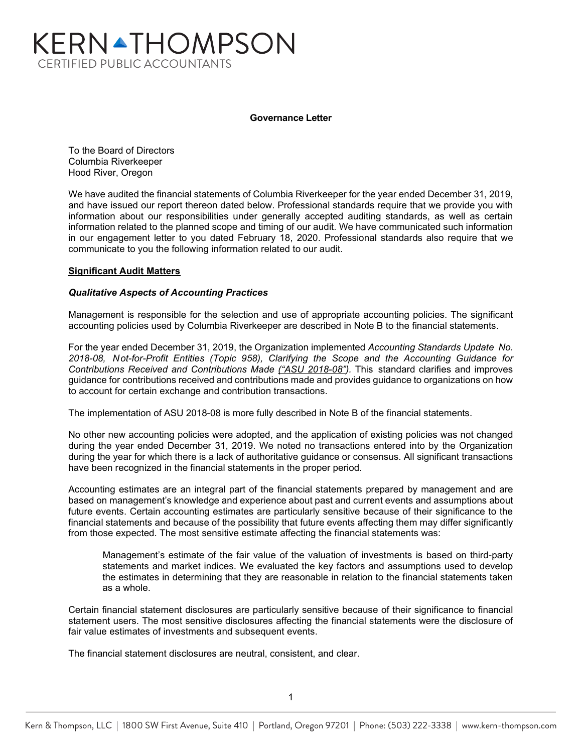# KERN THOMPSON
CERTIFIED PUBLIC ACCOUNTANTS

**Governance Letter**

To the Board of Directors
Columbia Riverkeeper
Hood River, Oregon

We have audited the financial statements of Columbia Riverkeeper for the year ended December 31, 2019, and have issued our report thereon dated below. Professional standards require that we provide you with information about our responsibilities under generally accepted auditing standards, as well as certain information related to the planned scope and timing of our audit. We have communicated such information in our engagement letter to you dated February 18, 2020. Professional standards also require that we communicate to you the following information related to our audit.

## Significant Audit Matters

### *Qualitative Aspects of Accounting Practices*

Management is responsible for the selection and use of appropriate accounting policies. The significant accounting policies used by Columbia Riverkeeper are described in Note B to the financial statements.

For the year ended December 31, 2019, the Organization implemented *Accounting Standards Update No. 2018-08, Not-for-Profit Entities (Topic 958), Clarifying the Scope and the Accounting Guidance for Contributions Received and Contributions Made ("ASU 2018-08")*. This standard clarifies and improves guidance for contributions received and contributions made and provides guidance to organizations on how to account for certain exchange and contribution transactions.

The implementation of ASU 2018-08 is more fully described in Note B of the financial statements.

No other new accounting policies were adopted, and the application of existing policies was not changed during the year ended December 31, 2019. We noted no transactions entered into by the Organization during the year for which there is a lack of authoritative guidance or consensus. All significant transactions have been recognized in the financial statements in the proper period.

Accounting estimates are an integral part of the financial statements prepared by management and are based on management's knowledge and experience about past and current events and assumptions about future events. Certain accounting estimates are particularly sensitive because of their significance to the financial statements and because of the possibility that future events affecting them may differ significantly from those expected. The most sensitive estimate affecting the financial statements was:

> Management's estimate of the fair value of the valuation of investments is based on third-party statements and market indices. We evaluated the key factors and assumptions used to develop the estimates in determining that they are reasonable in relation to the financial statements taken as a whole.

Certain financial statement disclosures are particularly sensitive because of their significance to financial statement users. The most sensitive disclosures affecting the financial statements were the disclosure of fair value estimates of investments and subsequent events.

The financial statement disclosures are neutral, consistent, and clear.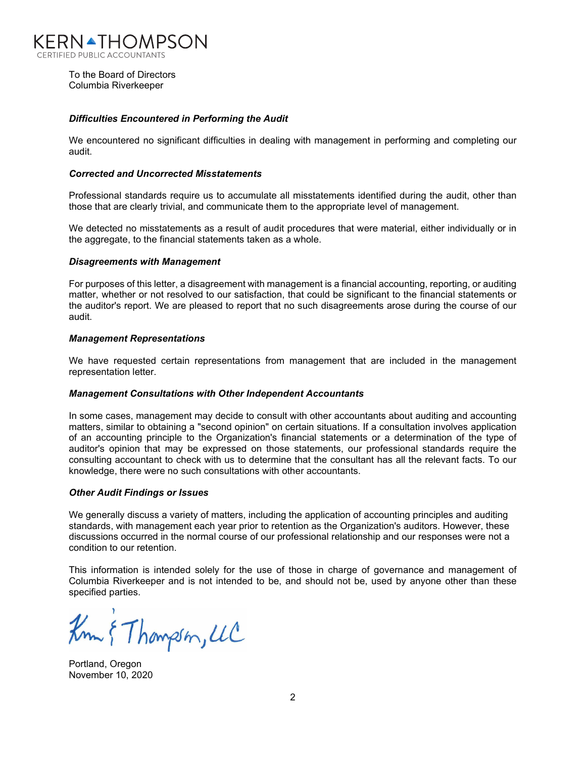KERN THOMPSON
CERTIFIED PUBLIC ACCOUNTANTS

To the Board of Directors
Columbia Riverkeeper

***Difficulties Encountered in Performing the Audit***

We encountered no significant difficulties in dealing with management in performing and completing our audit.

***Corrected and Uncorrected Misstatements***

Professional standards require us to accumulate all misstatements identified during the audit, other than those that are clearly trivial, and communicate them to the appropriate level of management.

We detected no misstatements as a result of audit procedures that were material, either individually or in the aggregate, to the financial statements taken as a whole.

***Disagreements with Management***

For purposes of this letter, a disagreement with management is a financial accounting, reporting, or auditing matter, whether or not resolved to our satisfaction, that could be significant to the financial statements or the auditor's report. We are pleased to report that no such disagreements arose during the course of our audit.

***Management Representations***

We have requested certain representations from management that are included in the management representation letter.

***Management Consultations with Other Independent Accountants***

In some cases, management may decide to consult with other accountants about auditing and accounting matters, similar to obtaining a "second opinion" on certain situations. If a consultation involves application of an accounting principle to the Organization's financial statements or a determination of the type of auditor's opinion that may be expressed on those statements, our professional standards require the consulting accountant to check with us to determine that the consultant has all the relevant facts. To our knowledge, there were no such consultations with other accountants.

***Other Audit Findings or Issues***

We generally discuss a variety of matters, including the application of accounting principles and auditing standards, with management each year prior to retention as the Organization's auditors. However, these discussions occurred in the normal course of our professional relationship and our responses were not a condition to our retention.

This information is intended solely for the use of those in charge of governance and management of Columbia Riverkeeper and is not intended to be, and should not be, used by anyone other than these specified parties.

Kern & Thompson, LLC

Portland, Oregon
November 10, 2020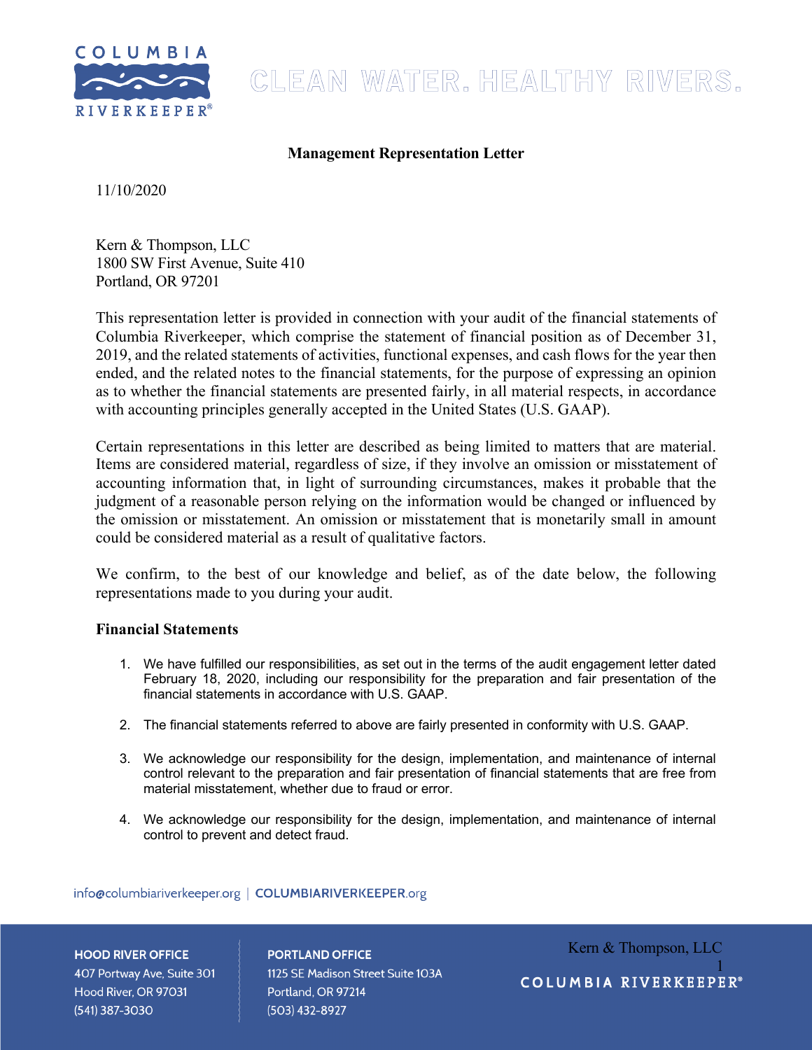**Management Representation Letter**

11/10/2020

Kern & Thompson, LLC
1800 SW First Avenue, Suite 410
Portland, OR 97201

This representation letter is provided in connection with your audit of the financial statements of Columbia Riverkeeper, which comprise the statement of financial position as of December 31, 2019, and the related statements of activities, functional expenses, and cash flows for the year then ended, and the related notes to the financial statements, for the purpose of expressing an opinion as to whether the financial statements are presented fairly, in all material respects, in accordance with accounting principles generally accepted in the United States (U.S. GAAP).

Certain representations in this letter are described as being limited to matters that are material. Items are considered material, regardless of size, if they involve an omission or misstatement of accounting information that, in light of surrounding circumstances, makes it probable that the judgment of a reasonable person relying on the information would be changed or influenced by the omission or misstatement. An omission or misstatement that is monetarily small in amount could be considered material as a result of qualitative factors.

We confirm, to the best of our knowledge and belief, as of the date below, the following representations made to you during your audit.

**Financial Statements**

1. We have fulfilled our responsibilities, as set out in the terms of the audit engagement letter dated February 18, 2020, including our responsibility for the preparation and fair presentation of the financial statements in accordance with U.S. GAAP.

2. The financial statements referred to above are fairly presented in conformity with U.S. GAAP.

3. We acknowledge our responsibility for the design, implementation, and maintenance of internal control relevant to the preparation and fair presentation of financial statements that are free from material misstatement, whether due to fraud or error.

4. We acknowledge our responsibility for the design, implementation, and maintenance of internal control to prevent and detect fraud.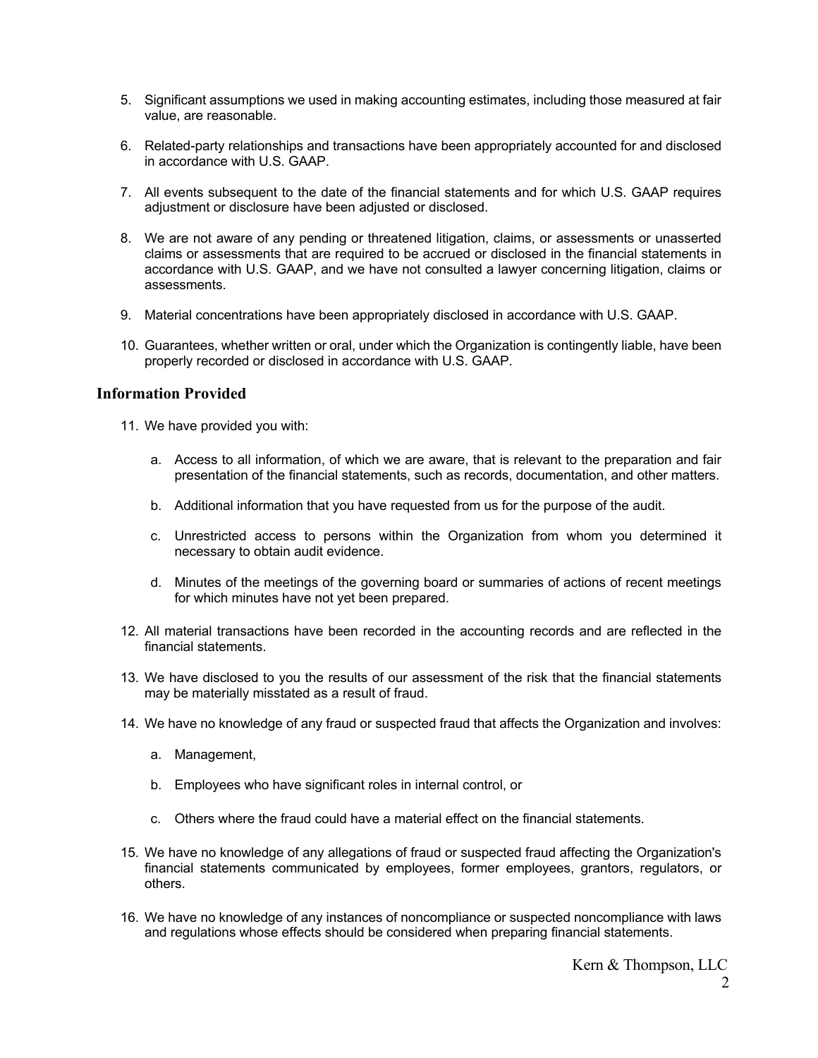5. Significant assumptions we used in making accounting estimates, including those measured at fair value, are reasonable.

6. Related-party relationships and transactions have been appropriately accounted for and disclosed in accordance with U.S. GAAP.

7. All events subsequent to the date of the financial statements and for which U.S. GAAP requires adjustment or disclosure have been adjusted or disclosed.

8. We are not aware of any pending or threatened litigation, claims, or assessments or unasserted claims or assessments that are required to be accrued or disclosed in the financial statements in accordance with U.S. GAAP, and we have not consulted a lawyer concerning litigation, claims or assessments.

9. Material concentrations have been appropriately disclosed in accordance with U.S. GAAP.

10. Guarantees, whether written or oral, under which the Organization is contingently liable, have been properly recorded or disclosed in accordance with U.S. GAAP.

### Information Provided

11. We have provided you with:

    a. Access to all information, of which we are aware, that is relevant to the preparation and fair presentation of the financial statements, such as records, documentation, and other matters.

    b. Additional information that you have requested from us for the purpose of the audit.

    c. Unrestricted access to persons within the Organization from whom you determined it necessary to obtain audit evidence.

    d. Minutes of the meetings of the governing board or summaries of actions of recent meetings for which minutes have not yet been prepared.

12. All material transactions have been recorded in the accounting records and are reflected in the financial statements.

13. We have disclosed to you the results of our assessment of the risk that the financial statements may be materially misstated as a result of fraud.

14. We have no knowledge of any fraud or suspected fraud that affects the Organization and involves:

    a. Management,

    b. Employees who have significant roles in internal control, or

    c. Others where the fraud could have a material effect on the financial statements.

15. We have no knowledge of any allegations of fraud or suspected fraud affecting the Organization's financial statements communicated by employees, former employees, grantors, regulators, or others.

16. We have no knowledge of any instances of noncompliance or suspected noncompliance with laws and regulations whose effects should be considered when preparing financial statements.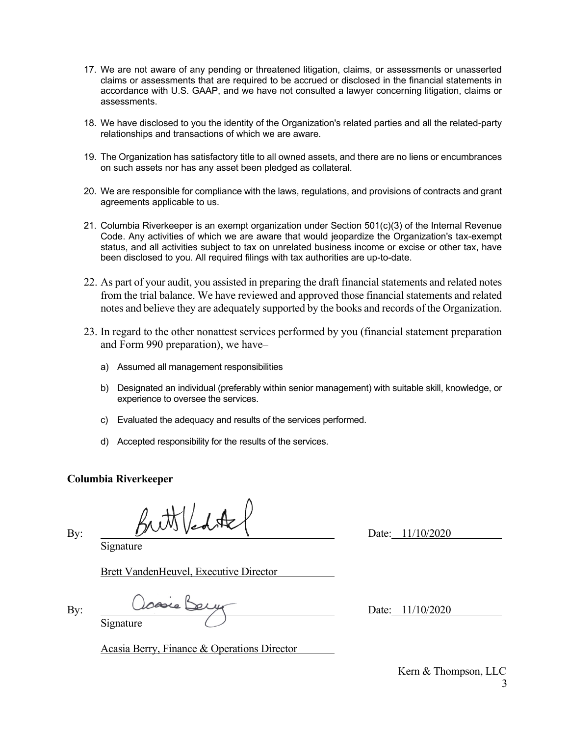17. We are not aware of any pending or threatened litigation, claims, or assessments or unasserted claims or assessments that are required to be accrued or disclosed in the financial statements in accordance with U.S. GAAP, and we have not consulted a lawyer concerning litigation, claims or assessments.

18. We have disclosed to you the identity of the Organization's related parties and all the related-party relationships and transactions of which we are aware.

19. The Organization has satisfactory title to all owned assets, and there are no liens or encumbrances on such assets nor has any asset been pledged as collateral.

20. We are responsible for compliance with the laws, regulations, and provisions of contracts and grant agreements applicable to us.

21. Columbia Riverkeeper is an exempt organization under Section 501(c)(3) of the Internal Revenue Code. Any activities of which we are aware that would jeopardize the Organization's tax-exempt status, and all activities subject to tax on unrelated business income or excise or other tax, have been disclosed to you. All required filings with tax authorities are up-to-date.

22. As part of your audit, you assisted in preparing the draft financial statements and related notes from the trial balance. We have reviewed and approved those financial statements and related notes and believe they are adequately supported by the books and records of the Organization.

23. In regard to the other nonattest services performed by you (financial statement preparation and Form 990 preparation), we have–

    a) Assumed all management responsibilities

    b) Designated an individual (preferably within senior management) with suitable skill, knowledge, or experience to oversee the services.

    c) Evaluated the adequacy and results of the services performed.

    d) Accepted responsibility for the results of the services.

**Columbia Riverkeeper**

By: ______________________ Date: 11/10/2020

Signature

Brett VandenHeuvel, Executive Director

By: ______________________ Date: 11/10/2020

Signature

Acasia Berry, Finance & Operations Director

Kern & Thompson, LLC